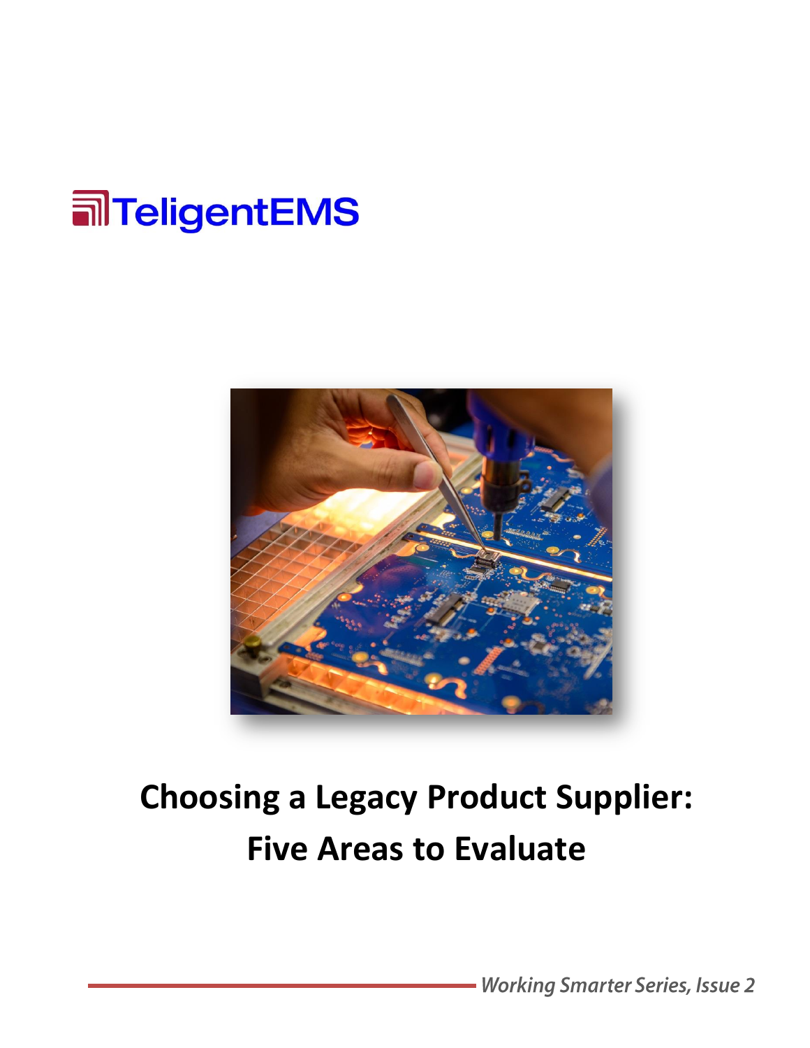TeligentEMS

# Choosing a Legacy Product Supplier: Five Areas to Evaluate

*Working Smarter Series, Issue 2*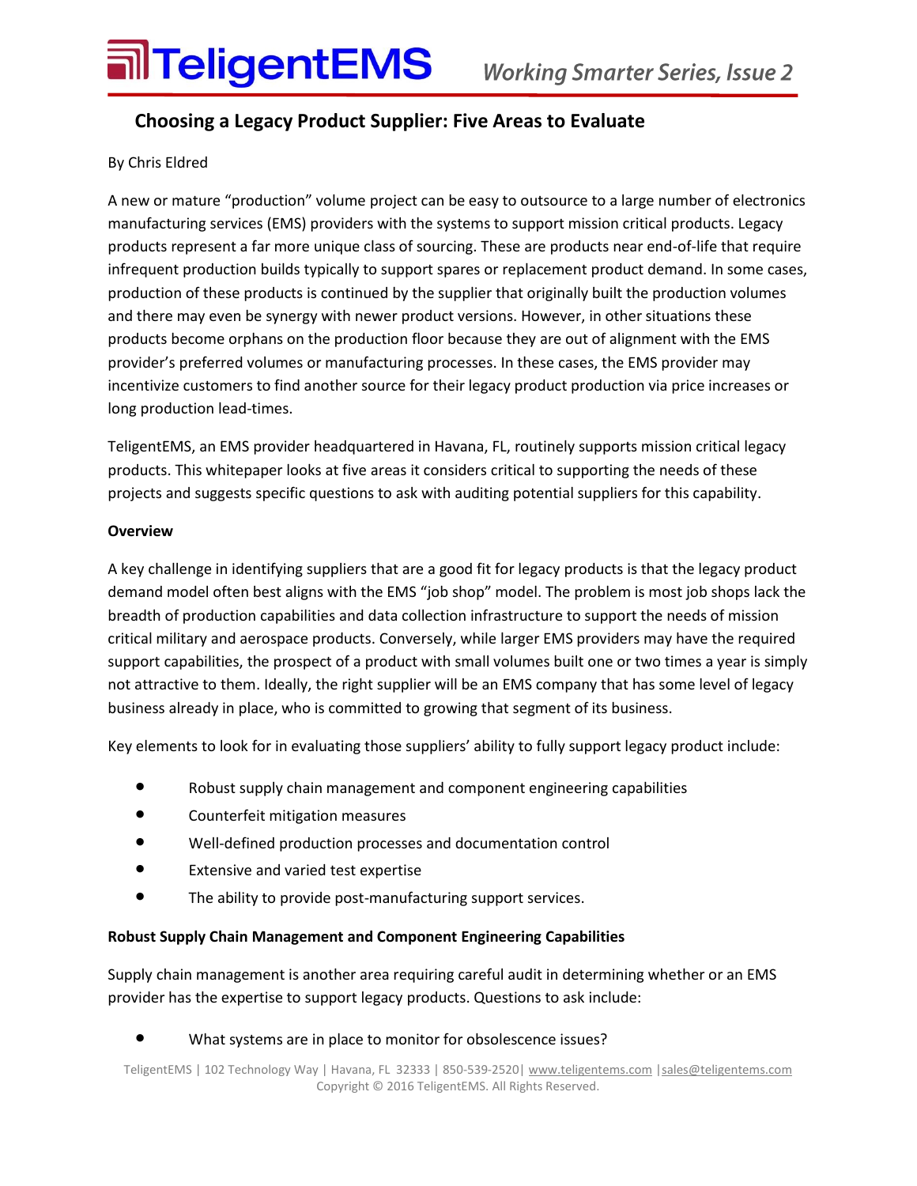## Choosing a Legacy Product Supplier: Five Areas to Evaluate

By Chris Eldred

A new or mature "production" volume project can be easy to outsource to a large number of electronics manufacturing services (EMS) providers with the systems to support mission critical products. Legacy products represent a far more unique class of sourcing. These are products near end-of-life that require infrequent production builds typically to support spares or replacement product demand. In some cases, production of these products is continued by the supplier that originally built the production volumes and there may even be synergy with newer product versions. However, in other situations these products become orphans on the production floor because they are out of alignment with the EMS provider's preferred volumes or manufacturing processes. In these cases, the EMS provider may incentivize customers to find another source for their legacy product production via price increases or long production lead-times.

TeligentEMS, an EMS provider headquartered in Havana, FL, routinely supports mission critical legacy products. This whitepaper looks at five areas it considers critical to supporting the needs of these projects and suggests specific questions to ask with auditing potential suppliers for this capability.

**Overview**

A key challenge in identifying suppliers that are a good fit for legacy products is that the legacy product demand model often best aligns with the EMS "job shop" model. The problem is most job shops lack the breadth of production capabilities and data collection infrastructure to support the needs of mission critical military and aerospace products. Conversely, while larger EMS providers may have the required support capabilities, the prospect of a product with small volumes built one or two times a year is simply not attractive to them. Ideally, the right supplier will be an EMS company that has some level of legacy business already in place, who is committed to growing that segment of its business.

Key elements to look for in evaluating those suppliers' ability to fully support legacy product include:

- Robust supply chain management and component engineering capabilities
- Counterfeit mitigation measures
- Well-defined production processes and documentation control
- Extensive and varied test expertise
- The ability to provide post-manufacturing support services.

**Robust Supply Chain Management and Component Engineering Capabilities**

Supply chain management is another area requiring careful audit in determining whether or an EMS provider has the expertise to support legacy products. Questions to ask include:

- What systems are in place to monitor for obsolescence issues?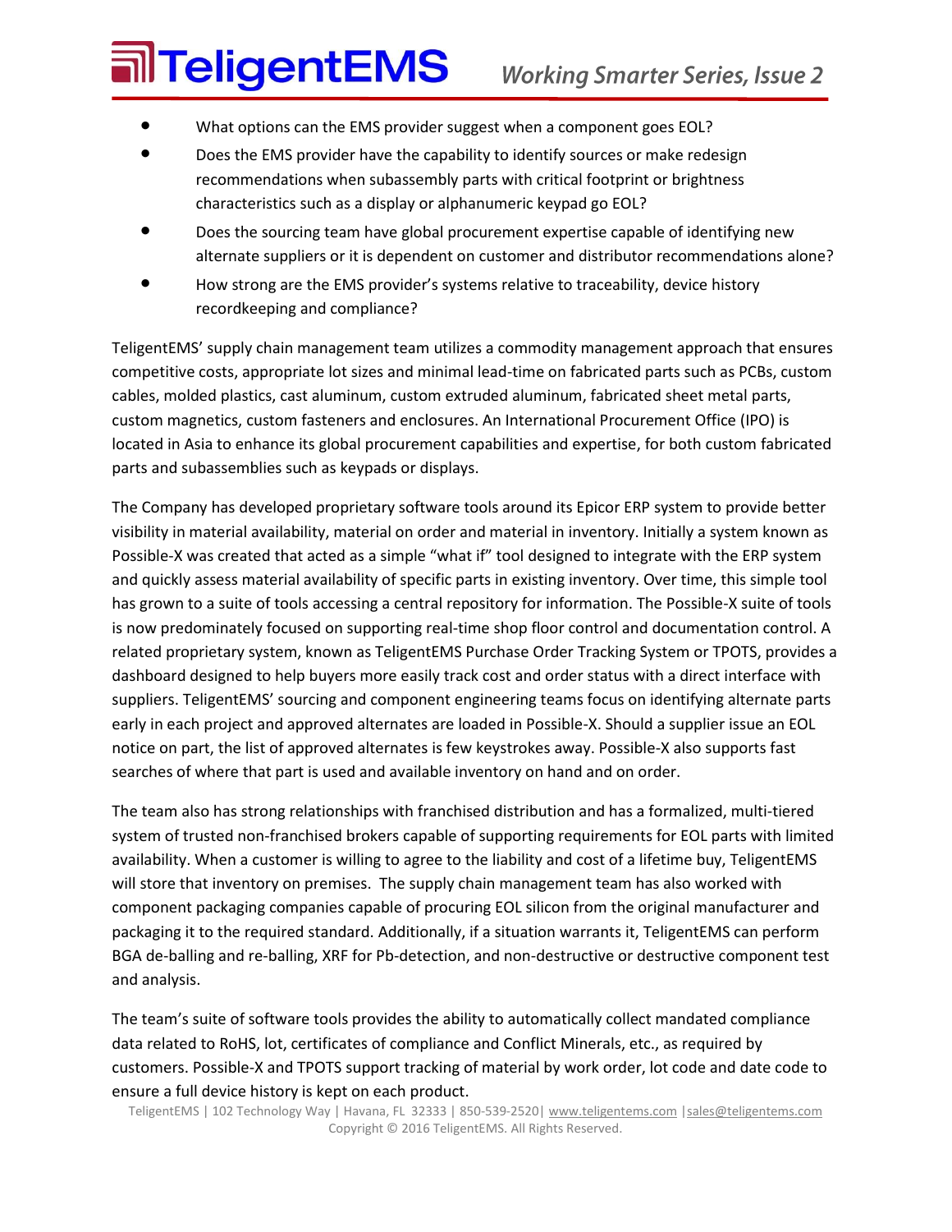- What options can the EMS provider suggest when a component goes EOL?
- Does the EMS provider have the capability to identify sources or make redesign recommendations when subassembly parts with critical footprint or brightness characteristics such as a display or alphanumeric keypad go EOL?
- Does the sourcing team have global procurement expertise capable of identifying new alternate suppliers or it is dependent on customer and distributor recommendations alone?
- How strong are the EMS provider's systems relative to traceability, device history recordkeeping and compliance?

TeligentEMS' supply chain management team utilizes a commodity management approach that ensures competitive costs, appropriate lot sizes and minimal lead-time on fabricated parts such as PCBs, custom cables, molded plastics, cast aluminum, custom extruded aluminum, fabricated sheet metal parts, custom magnetics, custom fasteners and enclosures. An International Procurement Office (IPO) is located in Asia to enhance its global procurement capabilities and expertise, for both custom fabricated parts and subassemblies such as keypads or displays.

The Company has developed proprietary software tools around its Epicor ERP system to provide better visibility in material availability, material on order and material in inventory. Initially a system known as Possible-X was created that acted as a simple "what if" tool designed to integrate with the ERP system and quickly assess material availability of specific parts in existing inventory. Over time, this simple tool has grown to a suite of tools accessing a central repository for information. The Possible-X suite of tools is now predominately focused on supporting real-time shop floor control and documentation control. A related proprietary system, known as TeligentEMS Purchase Order Tracking System or TPOTS, provides a dashboard designed to help buyers more easily track cost and order status with a direct interface with suppliers. TeligentEMS' sourcing and component engineering teams focus on identifying alternate parts early in each project and approved alternates are loaded in Possible-X. Should a supplier issue an EOL notice on part, the list of approved alternates is few keystrokes away. Possible-X also supports fast searches of where that part is used and available inventory on hand and on order.

The team also has strong relationships with franchised distribution and has a formalized, multi-tiered system of trusted non-franchised brokers capable of supporting requirements for EOL parts with limited availability. When a customer is willing to agree to the liability and cost of a lifetime buy, TeligentEMS will store that inventory on premises. The supply chain management team has also worked with component packaging companies capable of procuring EOL silicon from the original manufacturer and packaging it to the required standard. Additionally, if a situation warrants it, TeligentEMS can perform BGA de-balling and re-balling, XRF for Pb-detection, and non-destructive or destructive component test and analysis.

The team's suite of software tools provides the ability to automatically collect mandated compliance data related to RoHS, lot, certificates of compliance and Conflict Minerals, etc., as required by customers. Possible-X and TPOTS support tracking of material by work order, lot code and date code to ensure a full device history is kept on each product.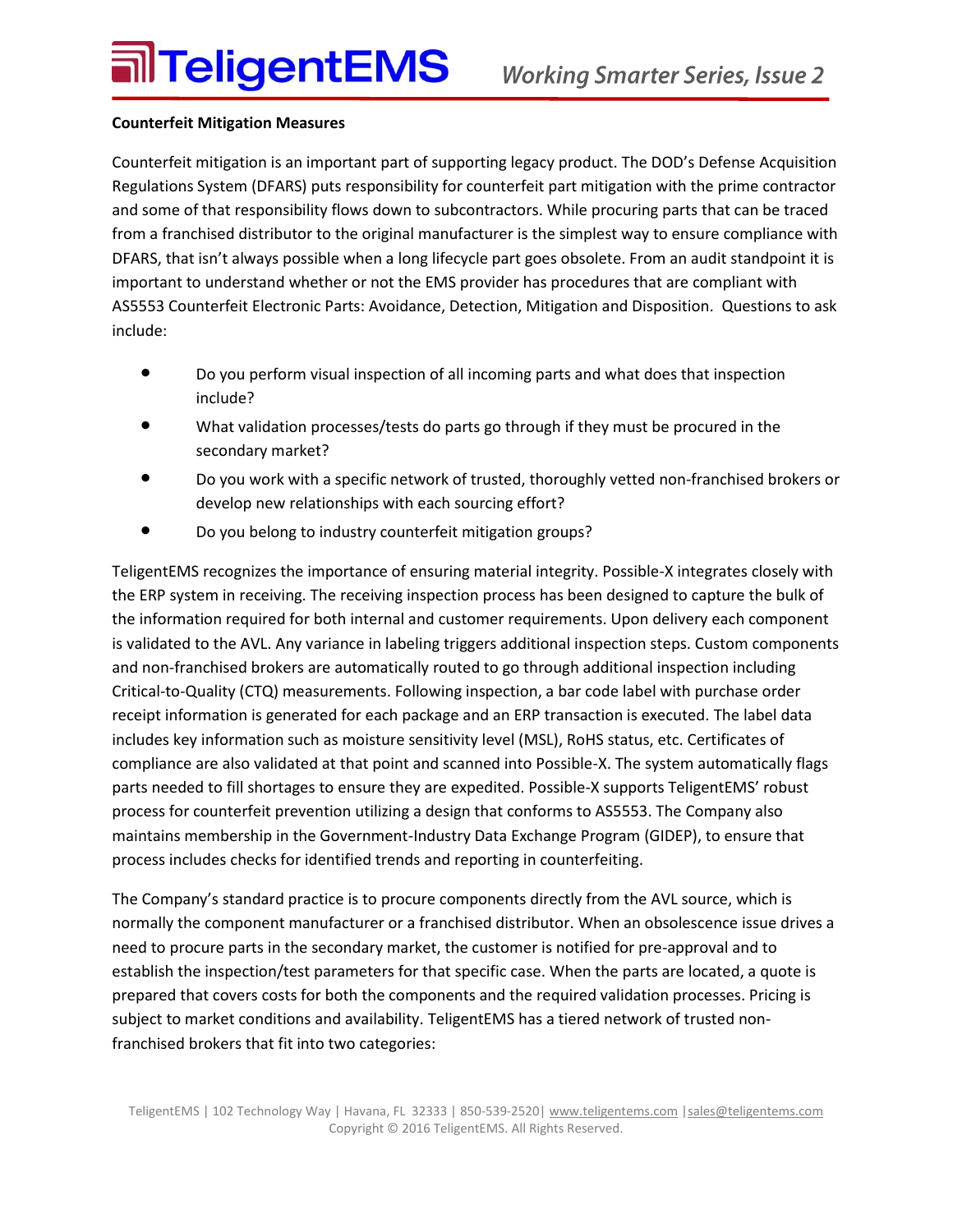**Counterfeit Mitigation Measures**

Counterfeit mitigation is an important part of supporting legacy product. The DOD's Defense Acquisition Regulations System (DFARS) puts responsibility for counterfeit part mitigation with the prime contractor and some of that responsibility flows down to subcontractors. While procuring parts that can be traced from a franchised distributor to the original manufacturer is the simplest way to ensure compliance with DFARS, that isn't always possible when a long lifecycle part goes obsolete. From an audit standpoint it is important to understand whether or not the EMS provider has procedures that are compliant with AS5553 Counterfeit Electronic Parts: Avoidance, Detection, Mitigation and Disposition. Questions to ask include:

- Do you perform visual inspection of all incoming parts and what does that inspection include?
- What validation processes/tests do parts go through if they must be procured in the secondary market?
- Do you work with a specific network of trusted, thoroughly vetted non-franchised brokers or develop new relationships with each sourcing effort?
- Do you belong to industry counterfeit mitigation groups?

TeligentEMS recognizes the importance of ensuring material integrity. Possible-X integrates closely with the ERP system in receiving. The receiving inspection process has been designed to capture the bulk of the information required for both internal and customer requirements. Upon delivery each component is validated to the AVL. Any variance in labeling triggers additional inspection steps. Custom components and non-franchised brokers are automatically routed to go through additional inspection including Critical-to-Quality (CTQ) measurements. Following inspection, a bar code label with purchase order receipt information is generated for each package and an ERP transaction is executed. The label data includes key information such as moisture sensitivity level (MSL), RoHS status, etc. Certificates of compliance are also validated at that point and scanned into Possible-X. The system automatically flags parts needed to fill shortages to ensure they are expedited. Possible-X supports TeligentEMS' robust process for counterfeit prevention utilizing a design that conforms to AS5553. The Company also maintains membership in the Government-Industry Data Exchange Program (GIDEP), to ensure that process includes checks for identified trends and reporting in counterfeiting.

The Company's standard practice is to procure components directly from the AVL source, which is normally the component manufacturer or a franchised distributor. When an obsolescence issue drives a need to procure parts in the secondary market, the customer is notified for pre-approval and to establish the inspection/test parameters for that specific case. When the parts are located, a quote is prepared that covers costs for both the components and the required validation processes. Pricing is subject to market conditions and availability. TeligentEMS has a tiered network of trusted non-franchised brokers that fit into two categories: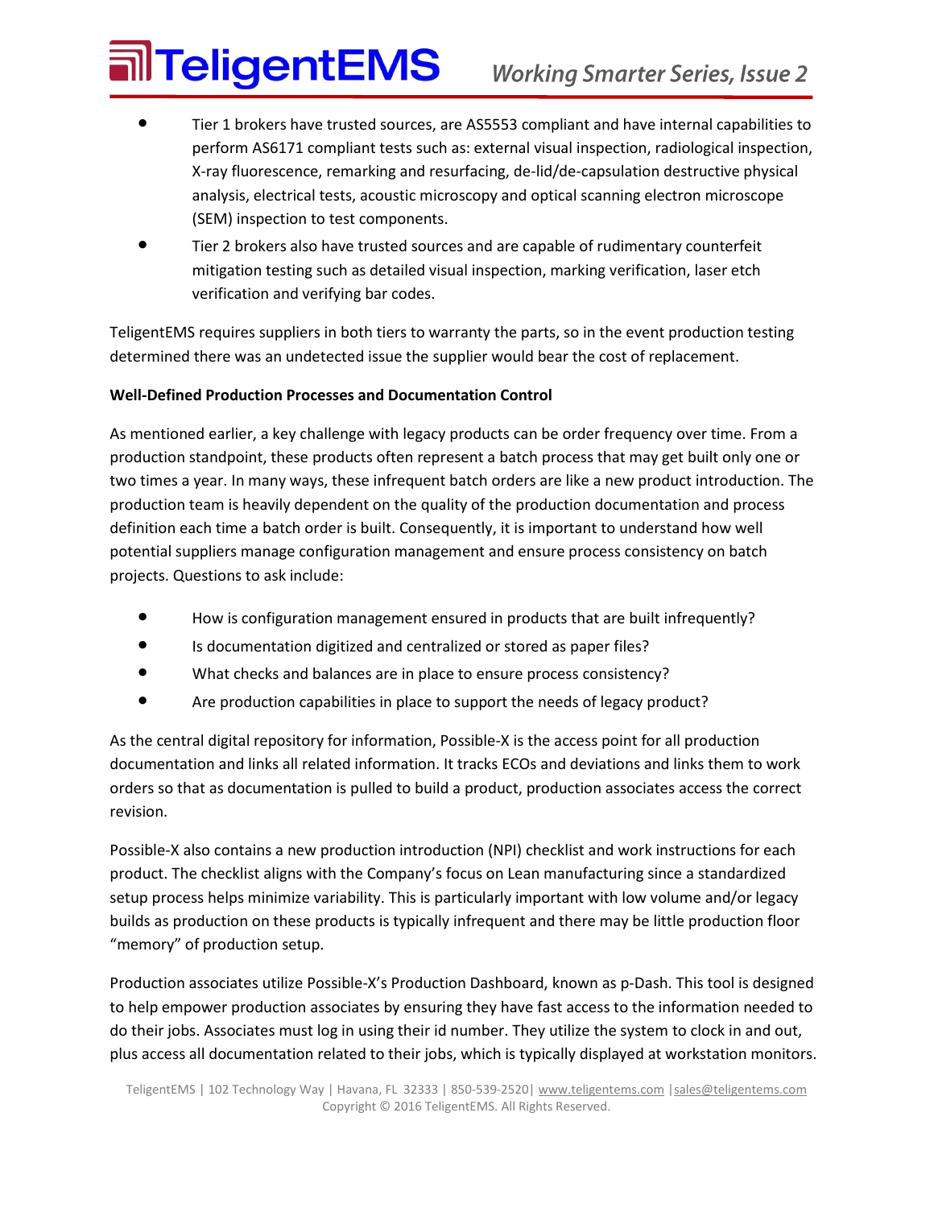- Tier 1 brokers have trusted sources, are AS5553 compliant and have internal capabilities to perform AS6171 compliant tests such as: external visual inspection, radiological inspection, X-ray fluorescence, remarking and resurfacing, de-lid/de-capsulation destructive physical analysis, electrical tests, acoustic microscopy and optical scanning electron microscope (SEM) inspection to test components.
- Tier 2 brokers also have trusted sources and are capable of rudimentary counterfeit mitigation testing such as detailed visual inspection, marking verification, laser etch verification and verifying bar codes.

TeligentEMS requires suppliers in both tiers to warranty the parts, so in the event production testing determined there was an undetected issue the supplier would bear the cost of replacement.

**Well-Defined Production Processes and Documentation Control**

As mentioned earlier, a key challenge with legacy products can be order frequency over time. From a production standpoint, these products often represent a batch process that may get built only one or two times a year. In many ways, these infrequent batch orders are like a new product introduction. The production team is heavily dependent on the quality of the production documentation and process definition each time a batch order is built. Consequently, it is important to understand how well potential suppliers manage configuration management and ensure process consistency on batch projects. Questions to ask include:

- How is configuration management ensured in products that are built infrequently?
- Is documentation digitized and centralized or stored as paper files?
- What checks and balances are in place to ensure process consistency?
- Are production capabilities in place to support the needs of legacy product?

As the central digital repository for information, Possible-X is the access point for all production documentation and links all related information. It tracks ECOs and deviations and links them to work orders so that as documentation is pulled to build a product, production associates access the correct revision.

Possible-X also contains a new production introduction (NPI) checklist and work instructions for each product. The checklist aligns with the Company's focus on Lean manufacturing since a standardized setup process helps minimize variability. This is particularly important with low volume and/or legacy builds as production on these products is typically infrequent and there may be little production floor "memory" of production setup.

Production associates utilize Possible-X's Production Dashboard, known as p-Dash. This tool is designed to help empower production associates by ensuring they have fast access to the information needed to do their jobs. Associates must log in using their id number. They utilize the system to clock in and out, plus access all documentation related to their jobs, which is typically displayed at workstation monitors.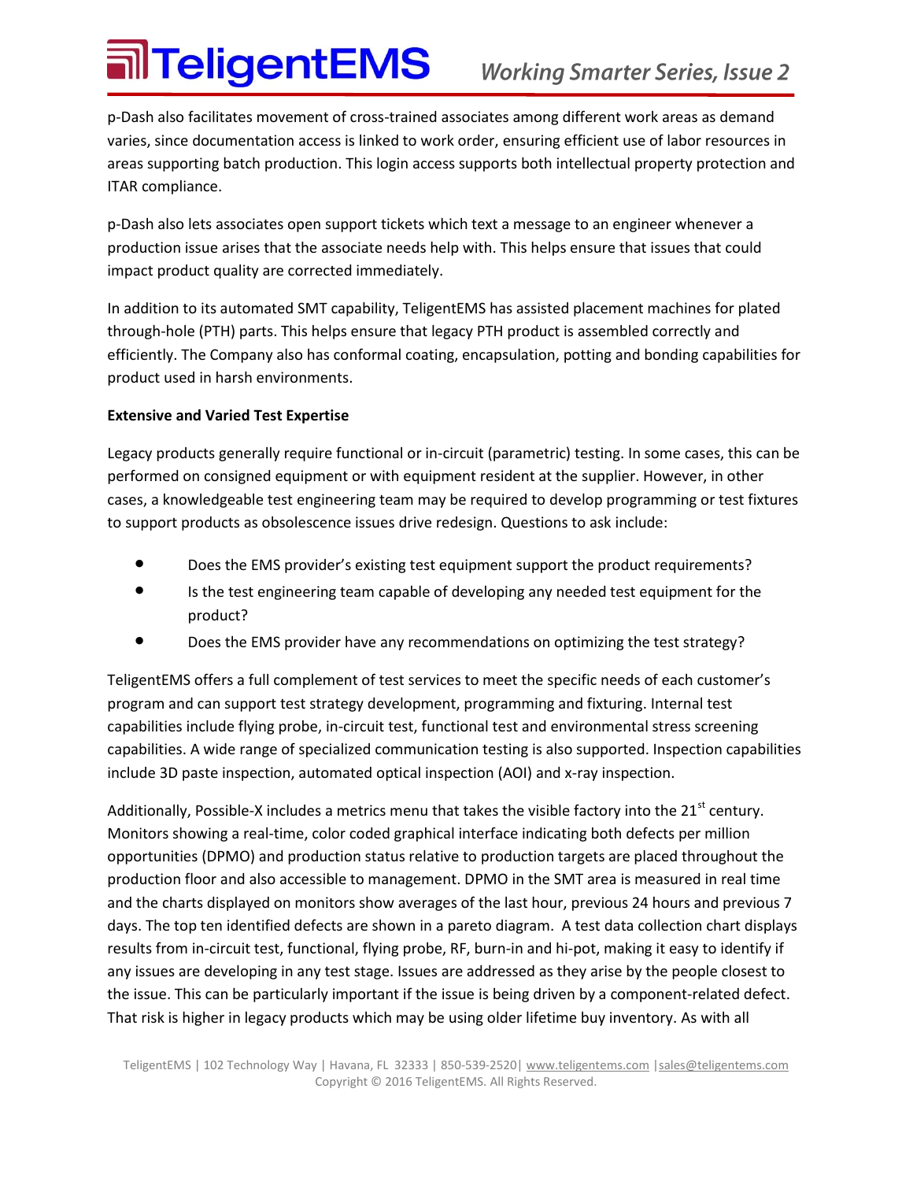p-Dash also facilitates movement of cross-trained associates among different work areas as demand varies, since documentation access is linked to work order, ensuring efficient use of labor resources in areas supporting batch production. This login access supports both intellectual property protection and ITAR compliance.

p-Dash also lets associates open support tickets which text a message to an engineer whenever a production issue arises that the associate needs help with. This helps ensure that issues that could impact product quality are corrected immediately.

In addition to its automated SMT capability, TeligentEMS has assisted placement machines for plated through-hole (PTH) parts. This helps ensure that legacy PTH product is assembled correctly and efficiently. The Company also has conformal coating, encapsulation, potting and bonding capabilities for product used in harsh environments.

**Extensive and Varied Test Expertise**

Legacy products generally require functional or in-circuit (parametric) testing. In some cases, this can be performed on consigned equipment or with equipment resident at the supplier. However, in other cases, a knowledgeable test engineering team may be required to develop programming or test fixtures to support products as obsolescence issues drive redesign. Questions to ask include:

- Does the EMS provider's existing test equipment support the product requirements?
- Is the test engineering team capable of developing any needed test equipment for the product?
- Does the EMS provider have any recommendations on optimizing the test strategy?

TeligentEMS offers a full complement of test services to meet the specific needs of each customer's program and can support test strategy development, programming and fixturing. Internal test capabilities include flying probe, in-circuit test, functional test and environmental stress screening capabilities. A wide range of specialized communication testing is also supported. Inspection capabilities include 3D paste inspection, automated optical inspection (AOI) and x-ray inspection.

Additionally, Possible-X includes a metrics menu that takes the visible factory into the 21st century. Monitors showing a real-time, color coded graphical interface indicating both defects per million opportunities (DPMO) and production status relative to production targets are placed throughout the production floor and also accessible to management. DPMO in the SMT area is measured in real time and the charts displayed on monitors show averages of the last hour, previous 24 hours and previous 7 days. The top ten identified defects are shown in a pareto diagram. A test data collection chart displays results from in-circuit test, functional, flying probe, RF, burn-in and hi-pot, making it easy to identify if any issues are developing in any test stage. Issues are addressed as they arise by the people closest to the issue. This can be particularly important if the issue is being driven by a component-related defect. That risk is higher in legacy products which may be using older lifetime buy inventory. As with all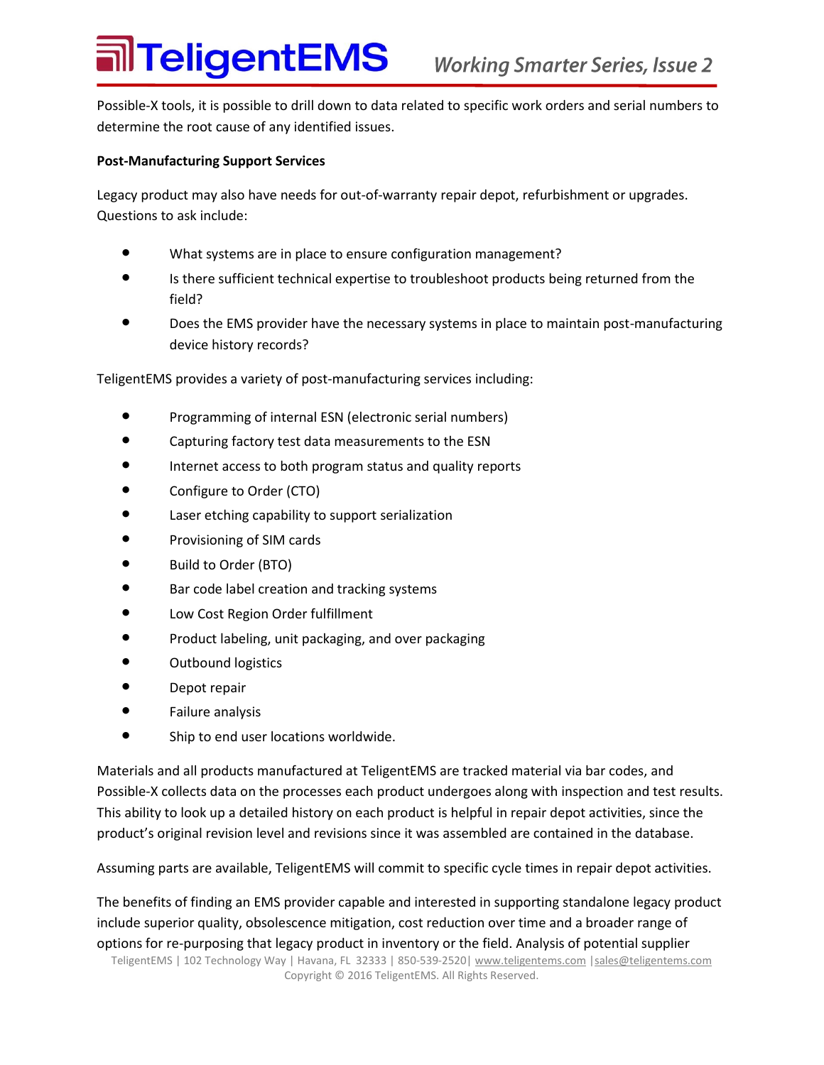Possible-X tools, it is possible to drill down to data related to specific work orders and serial numbers to determine the root cause of any identified issues.

**Post-Manufacturing Support Services**

Legacy product may also have needs for out-of-warranty repair depot, refurbishment or upgrades. Questions to ask include:

- What systems are in place to ensure configuration management?
- Is there sufficient technical expertise to troubleshoot products being returned from the field?
- Does the EMS provider have the necessary systems in place to maintain post-manufacturing device history records?

TeligentEMS provides a variety of post-manufacturing services including:

- Programming of internal ESN (electronic serial numbers)
- Capturing factory test data measurements to the ESN
- Internet access to both program status and quality reports
- Configure to Order (CTO)
- Laser etching capability to support serialization
- Provisioning of SIM cards
- Build to Order (BTO)
- Bar code label creation and tracking systems
- Low Cost Region Order fulfillment
- Product labeling, unit packaging, and over packaging
- Outbound logistics
- Depot repair
- Failure analysis
- Ship to end user locations worldwide.

Materials and all products manufactured at TeligentEMS are tracked material via bar codes, and Possible-X collects data on the processes each product undergoes along with inspection and test results. This ability to look up a detailed history on each product is helpful in repair depot activities, since the product's original revision level and revisions since it was assembled are contained in the database.

Assuming parts are available, TeligentEMS will commit to specific cycle times in repair depot activities.

The benefits of finding an EMS provider capable and interested in supporting standalone legacy product include superior quality, obsolescence mitigation, cost reduction over time and a broader range of options for re-purposing that legacy product in inventory or the field. Analysis of potential supplier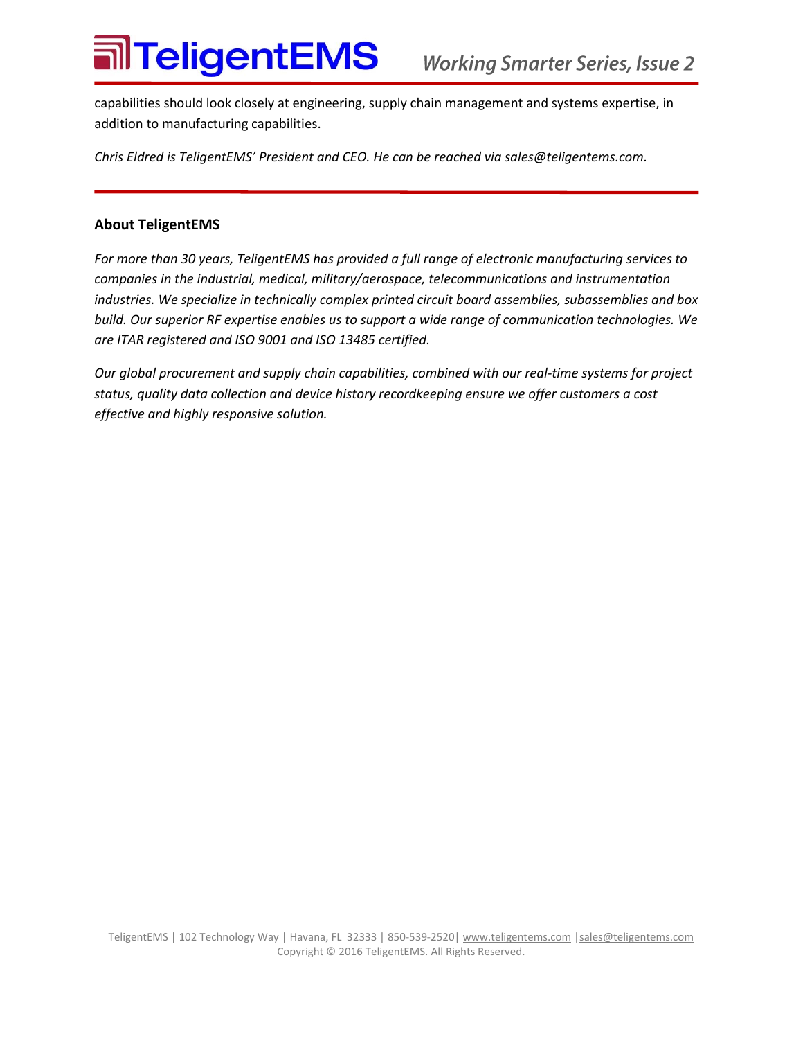capabilities should look closely at engineering, supply chain management and systems expertise, in addition to manufacturing capabilities.

*Chris Eldred is TeligentEMS' President and CEO. He can be reached via sales@teligentems.com.*

---

**About TeligentEMS**

*For more than 30 years, TeligentEMS has provided a full range of electronic manufacturing services to companies in the industrial, medical, military/aerospace, telecommunications and instrumentation industries. We specialize in technically complex printed circuit board assemblies, subassemblies and box build. Our superior RF expertise enables us to support a wide range of communication technologies. We are ITAR registered and ISO 9001 and ISO 13485 certified.*

*Our global procurement and supply chain capabilities, combined with our real-time systems for project status, quality data collection and device history recordkeeping ensure we offer customers a cost effective and highly responsive solution.*